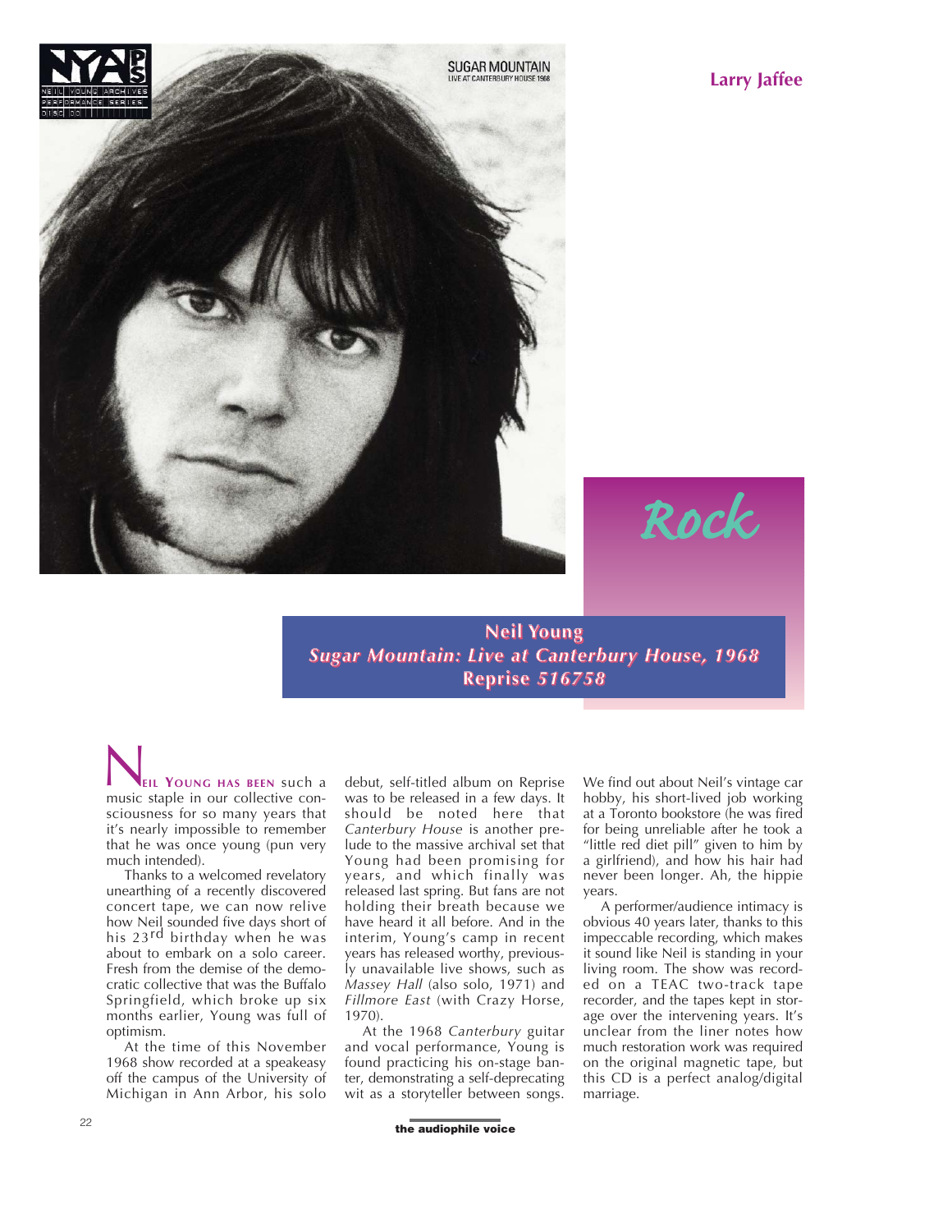Larry Jaffee

Rock

## Neil Young
### *Sugar Mountain: Live at Canterbury House, 1968*
### Reprise *516758*

**Neil Young has been** such a music staple in our collective consciousness for so many years that it's nearly impossible to remember that he was once young (pun very much intended).

Thanks to a welcomed revelatory unearthing of a recently discovered concert tape, we can now relive how Neil sounded five days short of his 23rd birthday when he was about to embark on a solo career. Fresh from the demise of the democratic collective that was the Buffalo Springfield, which broke up six months earlier, Young was full of optimism.

At the time of this November 1968 show recorded at a speakeasy off the campus of the University of Michigan in Ann Arbor, his solo debut, self-titled album on Reprise was to be released in a few days. It should be noted here that *Canterbury House* is another prelude to the massive archival set that Young had been promising for years, and which finally was released last spring. But fans are not holding their breath because we have heard it all before. And in the interim, Young's camp in recent years has released worthy, previously unavailable live shows, such as *Massey Hall* (also solo, 1971) and *Fillmore East* (with Crazy Horse, 1970).

At the 1968 *Canterbury* guitar and vocal performance, Young is found practicing his on-stage banter, demonstrating a self-deprecating wit as a storyteller between songs. We find out about Neil's vintage car hobby, his short-lived job working at a Toronto bookstore (he was fired for being unreliable after he took a "little red diet pill" given to him by a girlfriend), and how his hair had never been longer. Ah, the hippie years.

A performer/audience intimacy is obvious 40 years later, thanks to this impeccable recording, which makes it sound like Neil is standing in your living room. The show was recorded on a TEAC two-track tape recorder, and the tapes kept in storage over the intervening years. It's unclear from the liner notes how much restoration work was required on the original magnetic tape, but this CD is a perfect analog/digital marriage.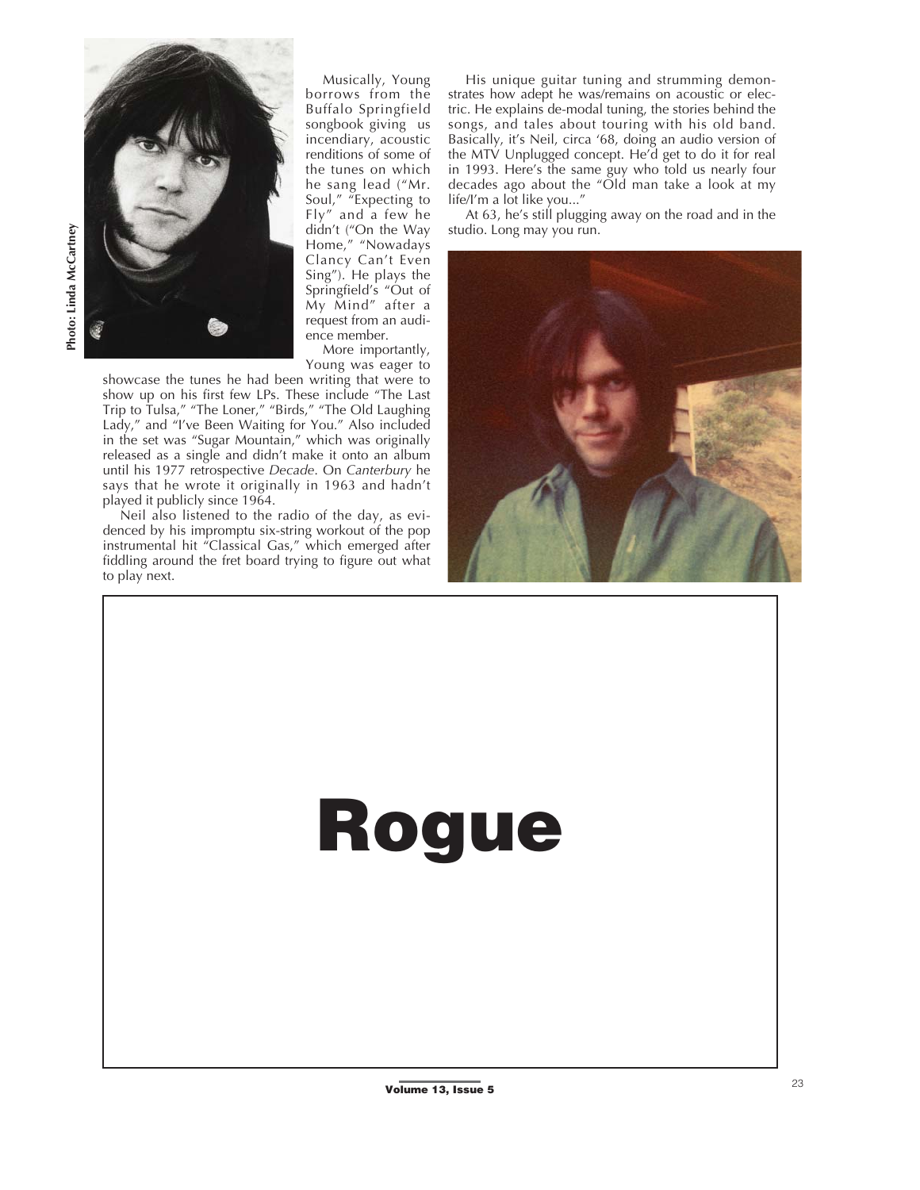Photo: Linda McCartney

Musically, Young borrows from the Buffalo Springfield songbook giving us incendiary, acoustic renditions of some of the tunes on which he sang lead ("Mr. Soul," "Expecting to Fly" and a few he didn't ("On the Way Home," "Nowadays Clancy Can't Even Sing"). He plays the Springfield's "Out of My Mind" after a request from an audience member.

More importantly, Young was eager to showcase the tunes he had been writing that were to show up on his first few LPs. These include "The Last Trip to Tulsa," "The Loner," "Birds," "The Old Laughing Lady," and "I've Been Waiting for You." Also included in the set was "Sugar Mountain," which was originally released as a single and didn't make it onto an album until his 1977 retrospective *Decade*. On *Canterbury* he says that he wrote it originally in 1963 and hadn't played it publicly since 1964.

Neil also listened to the radio of the day, as evidenced by his impromptu six-string workout of the pop instrumental hit "Classical Gas," which emerged after fiddling around the fret board trying to figure out what to play next.

His unique guitar tuning and strumming demonstrates how adept he was/remains on acoustic or electric. He explains de-modal tuning, the stories behind the songs, and tales about touring with his old band. Basically, it's Neil, circa '68, doing an audio version of the MTV Unplugged concept. He'd get to do it for real in 1993. Here's the same guy who told us nearly four decades ago about the "Old man take a look at my life/I'm a lot like you..."

At 63, he's still plugging away on the road and in the studio. Long may you run.

**Rogue**